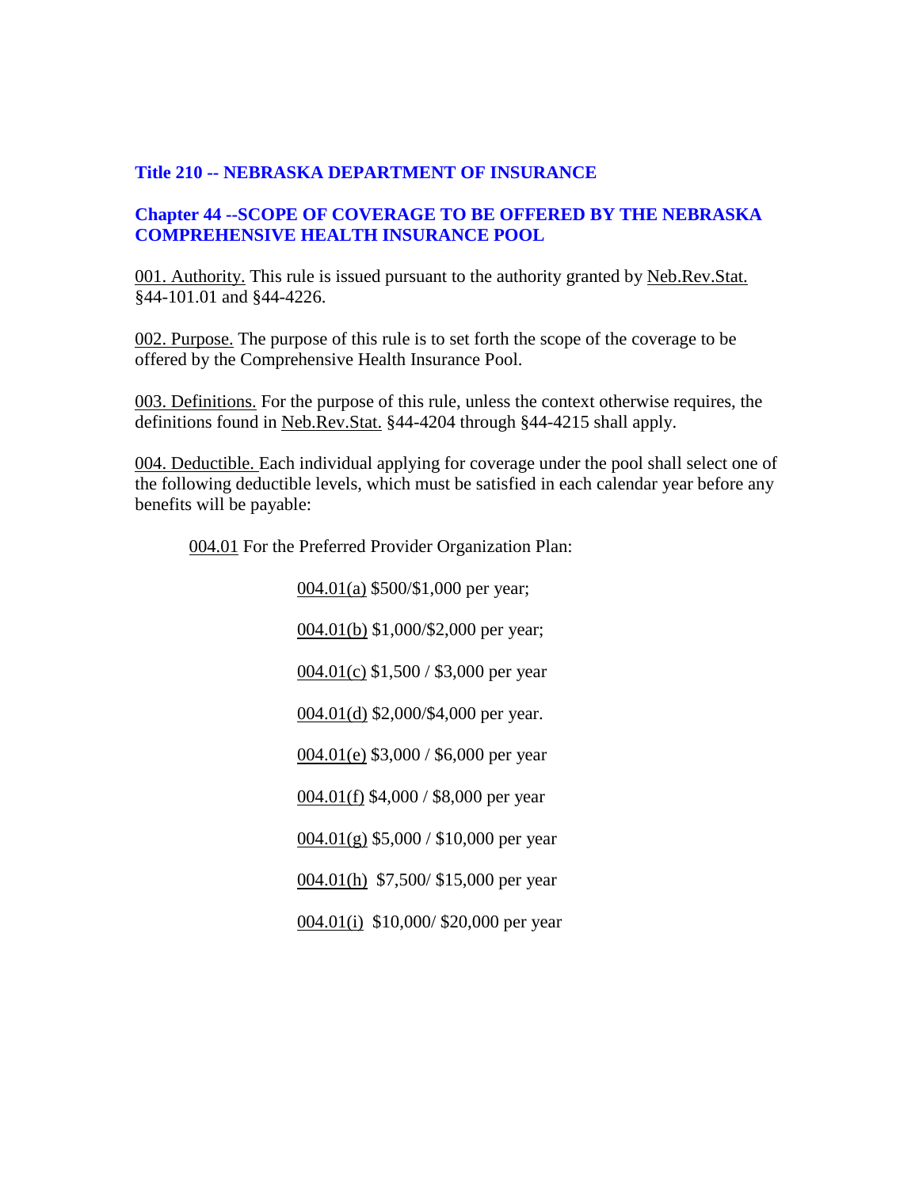**Title 210 -- NEBRASKA DEPARTMENT OF INSURANCE**

**Chapter 44 --SCOPE OF COVERAGE TO BE OFFERED BY THE NEBRASKA COMPREHENSIVE HEALTH INSURANCE POOL**

001. Authority. This rule is issued pursuant to the authority granted by Neb.Rev.Stat. §44-101.01 and §44-4226.

002. Purpose. The purpose of this rule is to set forth the scope of the coverage to be offered by the Comprehensive Health Insurance Pool.

003. Definitions. For the purpose of this rule, unless the context otherwise requires, the definitions found in Neb.Rev.Stat. §44-4204 through §44-4215 shall apply.

004. Deductible. Each individual applying for coverage under the pool shall select one of the following deductible levels, which must be satisfied in each calendar year before any benefits will be payable:

004.01 For the Preferred Provider Organization Plan:

004.01(a) $500/$1,000 per year;

004.01(b) $1,000/$2,000 per year;

004.01(c) $1,500 / $3,000 per year

004.01(d) $2,000/$4,000 per year.

004.01(e) $3,000 / $6,000 per year

004.01(f) $4,000 / $8,000 per year

004.01(g) $5,000 / $10,000 per year

004.01(h) $7,500/ $15,000 per year

004.01(i) $10,000/ $20,000 per year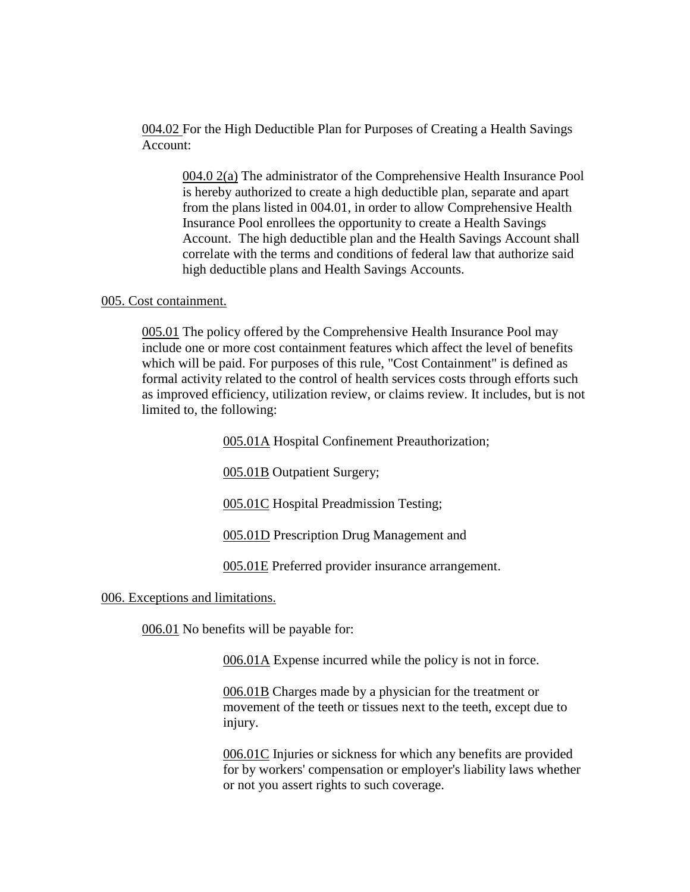004.02 For the High Deductible Plan for Purposes of Creating a Health Savings Account:

004.0 2(a) The administrator of the Comprehensive Health Insurance Pool is hereby authorized to create a high deductible plan, separate and apart from the plans listed in 004.01, in order to allow Comprehensive Health Insurance Pool enrollees the opportunity to create a Health Savings Account. The high deductible plan and the Health Savings Account shall correlate with the terms and conditions of federal law that authorize said high deductible plans and Health Savings Accounts.

005. Cost containment.

005.01 The policy offered by the Comprehensive Health Insurance Pool may include one or more cost containment features which affect the level of benefits which will be paid. For purposes of this rule, "Cost Containment" is defined as formal activity related to the control of health services costs through efforts such as improved efficiency, utilization review, or claims review. It includes, but is not limited to, the following:

005.01A Hospital Confinement Preauthorization;

005.01B Outpatient Surgery;

005.01C Hospital Preadmission Testing;

005.01D Prescription Drug Management and

005.01E Preferred provider insurance arrangement.

006. Exceptions and limitations.

006.01 No benefits will be payable for:

006.01A Expense incurred while the policy is not in force.

006.01B Charges made by a physician for the treatment or movement of the teeth or tissues next to the teeth, except due to injury.

006.01C Injuries or sickness for which any benefits are provided for by workers' compensation or employer's liability laws whether or not you assert rights to such coverage.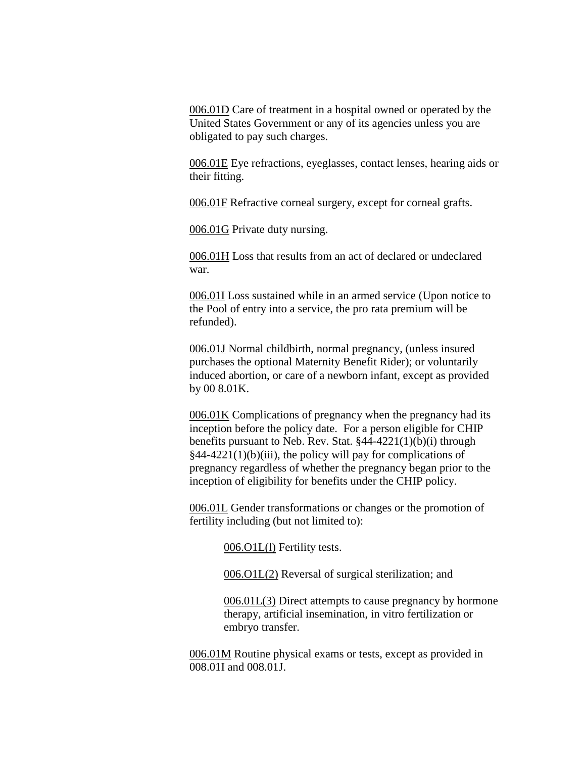006.01D Care of treatment in a hospital owned or operated by the United States Government or any of its agencies unless you are obligated to pay such charges.

006.01E Eye refractions, eyeglasses, contact lenses, hearing aids or their fitting.

006.01F Refractive corneal surgery, except for corneal grafts.

006.01G Private duty nursing.

006.01H Loss that results from an act of declared or undeclared war.

006.01I Loss sustained while in an armed service (Upon notice to the Pool of entry into a service, the pro rata premium will be refunded).

006.01J Normal childbirth, normal pregnancy, (unless insured purchases the optional Maternity Benefit Rider); or voluntarily induced abortion, or care of a newborn infant, except as provided by 00 8.01K.

006.01K Complications of pregnancy when the pregnancy had its inception before the policy date. For a person eligible for CHIP benefits pursuant to Neb. Rev. Stat. §44-4221(1)(b)(i) through §44-4221(1)(b)(iii), the policy will pay for complications of pregnancy regardless of whether the pregnancy began prior to the inception of eligibility for benefits under the CHIP policy.

006.01L Gender transformations or changes or the promotion of fertility including (but not limited to):

> 006.O1L(l) Fertility tests.
>
> 006.O1L(2) Reversal of surgical sterilization; and
>
> 006.01L(3) Direct attempts to cause pregnancy by hormone therapy, artificial insemination, in vitro fertilization or embryo transfer.

006.01M Routine physical exams or tests, except as provided in 008.01I and 008.01J.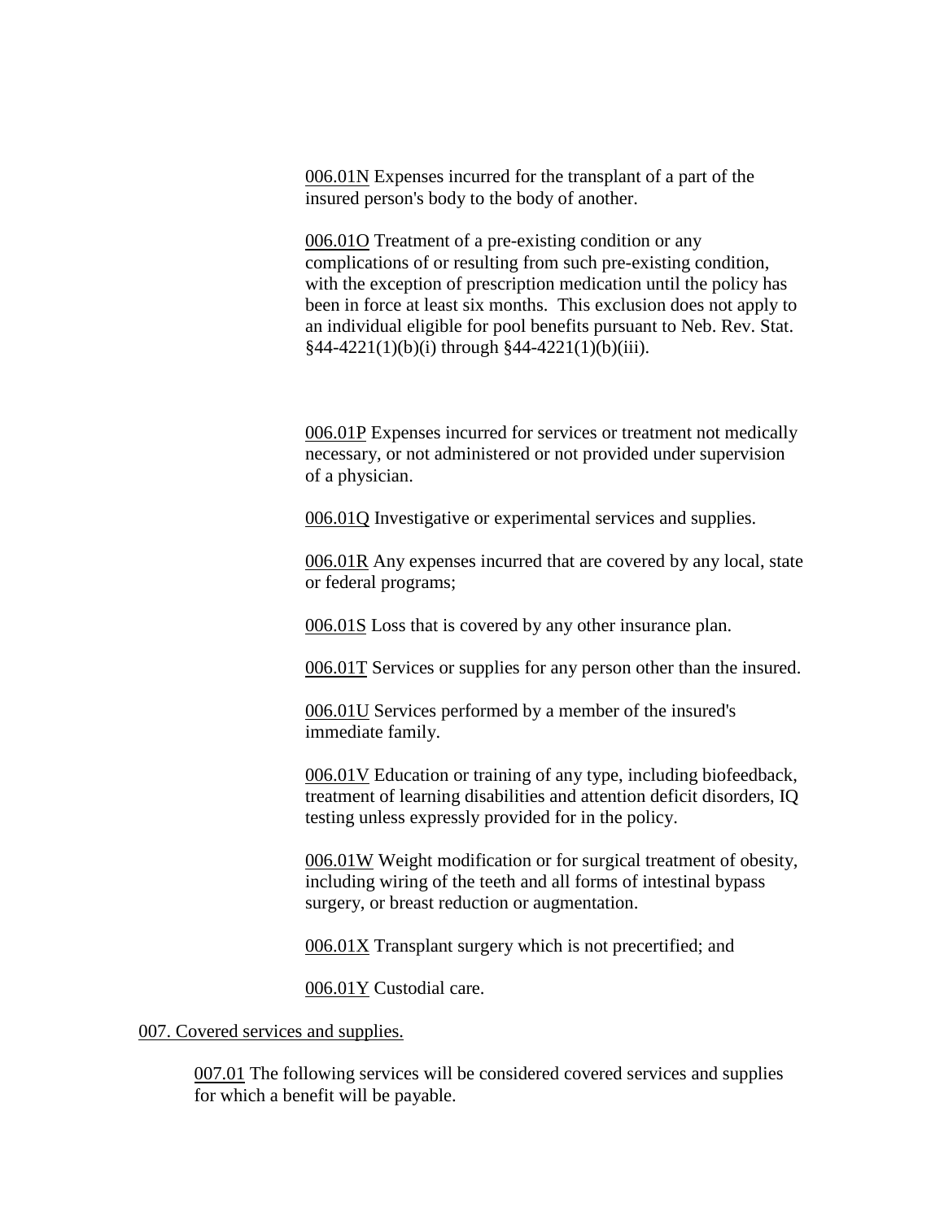006.01N Expenses incurred for the transplant of a part of the insured person's body to the body of another.

006.01O Treatment of a pre-existing condition or any complications of or resulting from such pre-existing condition, with the exception of prescription medication until the policy has been in force at least six months. This exclusion does not apply to an individual eligible for pool benefits pursuant to Neb. Rev. Stat. §44-4221(1)(b)(i) through §44-4221(1)(b)(iii).

006.01P Expenses incurred for services or treatment not medically necessary, or not administered or not provided under supervision of a physician.

006.01Q Investigative or experimental services and supplies.

006.01R Any expenses incurred that are covered by any local, state or federal programs;

006.01S Loss that is covered by any other insurance plan.

006.01T Services or supplies for any person other than the insured.

006.01U Services performed by a member of the insured's immediate family.

006.01V Education or training of any type, including biofeedback, treatment of learning disabilities and attention deficit disorders, IQ testing unless expressly provided for in the policy.

006.01W Weight modification or for surgical treatment of obesity, including wiring of the teeth and all forms of intestinal bypass surgery, or breast reduction or augmentation.

006.01X Transplant surgery which is not precertified; and

006.01Y Custodial care.

007. Covered services and supplies.

007.01 The following services will be considered covered services and supplies for which a benefit will be payable.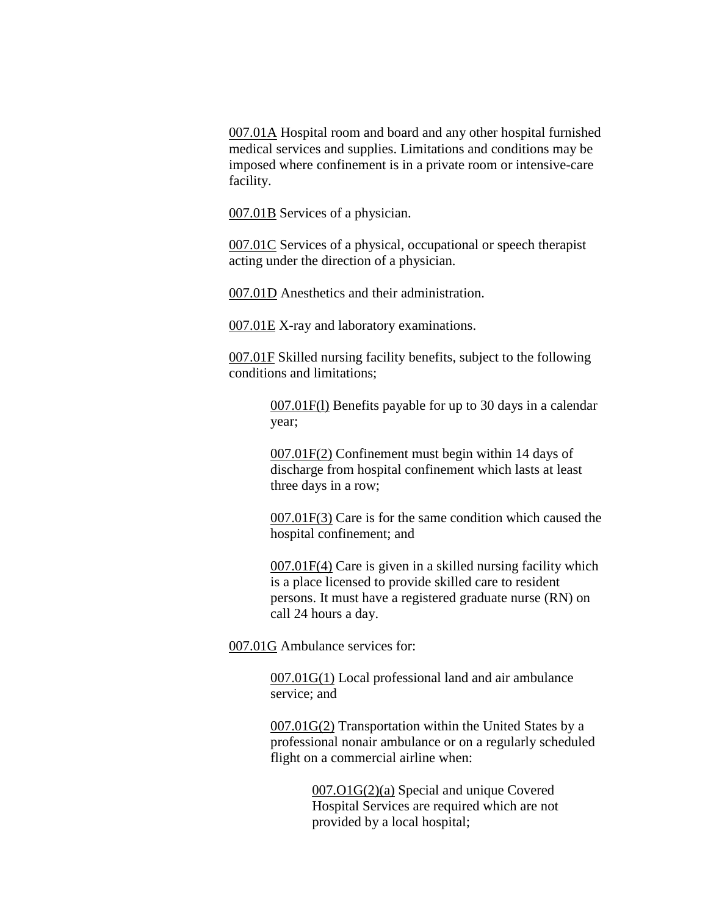007.01A Hospital room and board and any other hospital furnished medical services and supplies. Limitations and conditions may be imposed where confinement is in a private room or intensive-care facility.

007.01B Services of a physician.

007.01C Services of a physical, occupational or speech therapist acting under the direction of a physician.

007.01D Anesthetics and their administration.

007.01E X-ray and laboratory examinations.

007.01F Skilled nursing facility benefits, subject to the following conditions and limitations;

> 007.01F(l) Benefits payable for up to 30 days in a calendar year;
>
> 007.01F(2) Confinement must begin within 14 days of discharge from hospital confinement which lasts at least three days in a row;
>
> 007.01F(3) Care is for the same condition which caused the hospital confinement; and
>
> 007.01F(4) Care is given in a skilled nursing facility which is a place licensed to provide skilled care to resident persons. It must have a registered graduate nurse (RN) on call 24 hours a day.

007.01G Ambulance services for:

> 007.01G(1) Local professional land and air ambulance service; and
>
> 007.01G(2) Transportation within the United States by a professional nonair ambulance or on a regularly scheduled flight on a commercial airline when:
>
> > 007.O1G(2)(a) Special and unique Covered Hospital Services are required which are not provided by a local hospital;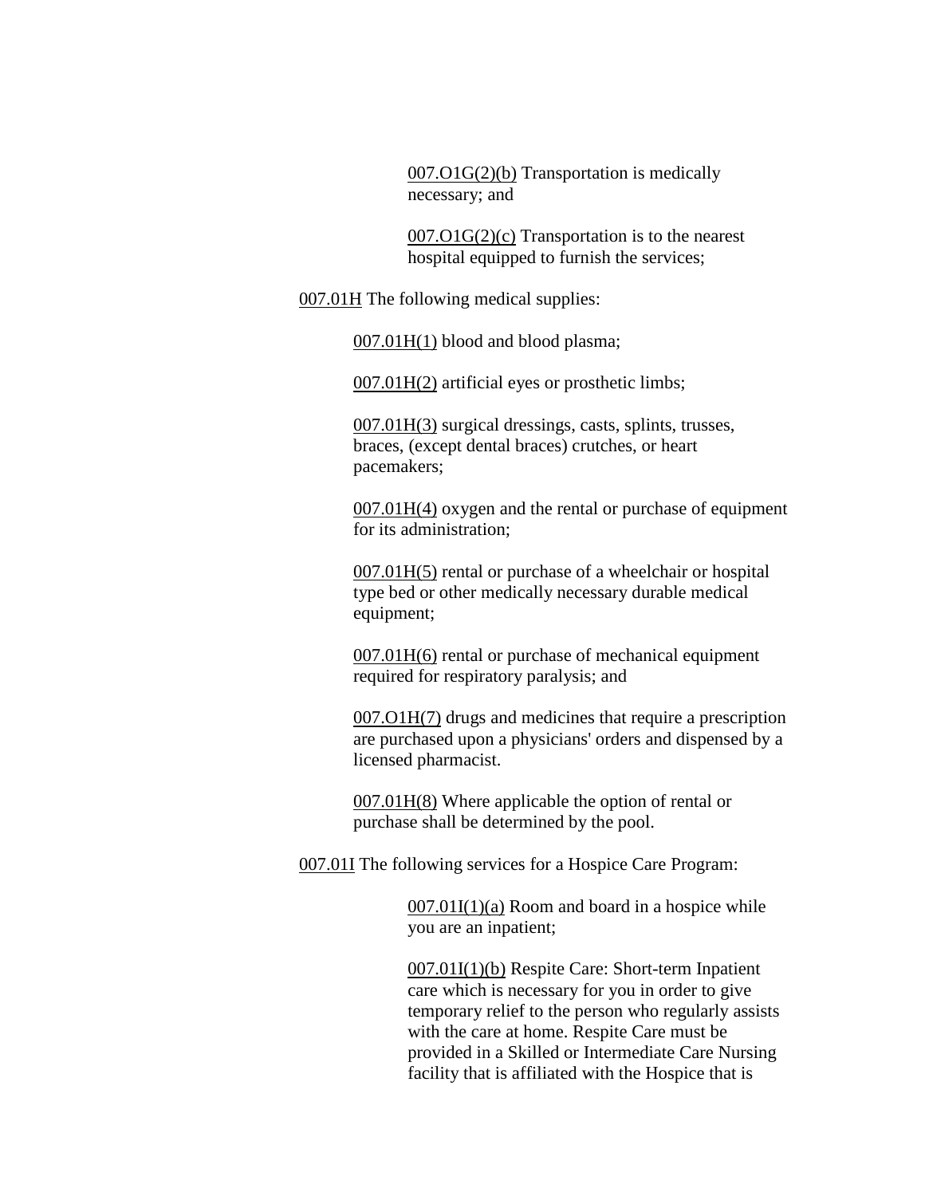007.O1G(2)(b) Transportation is medically necessary; and

007.O1G(2)(c) Transportation is to the nearest hospital equipped to furnish the services;

007.01H The following medical supplies:

007.01H(1) blood and blood plasma;

007.01H(2) artificial eyes or prosthetic limbs;

007.01H(3) surgical dressings, casts, splints, trusses, braces, (except dental braces) crutches, or heart pacemakers;

007.01H(4) oxygen and the rental or purchase of equipment for its administration;

007.01H(5) rental or purchase of a wheelchair or hospital type bed or other medically necessary durable medical equipment;

007.01H(6) rental or purchase of mechanical equipment required for respiratory paralysis; and

007.O1H(7) drugs and medicines that require a prescription are purchased upon a physicians' orders and dispensed by a licensed pharmacist.

007.01H(8) Where applicable the option of rental or purchase shall be determined by the pool.

007.01I The following services for a Hospice Care Program:

007.01I(1)(a) Room and board in a hospice while you are an inpatient;

007.01I(1)(b) Respite Care: Short-term Inpatient care which is necessary for you in order to give temporary relief to the person who regularly assists with the care at home. Respite Care must be provided in a Skilled or Intermediate Care Nursing facility that is affiliated with the Hospice that is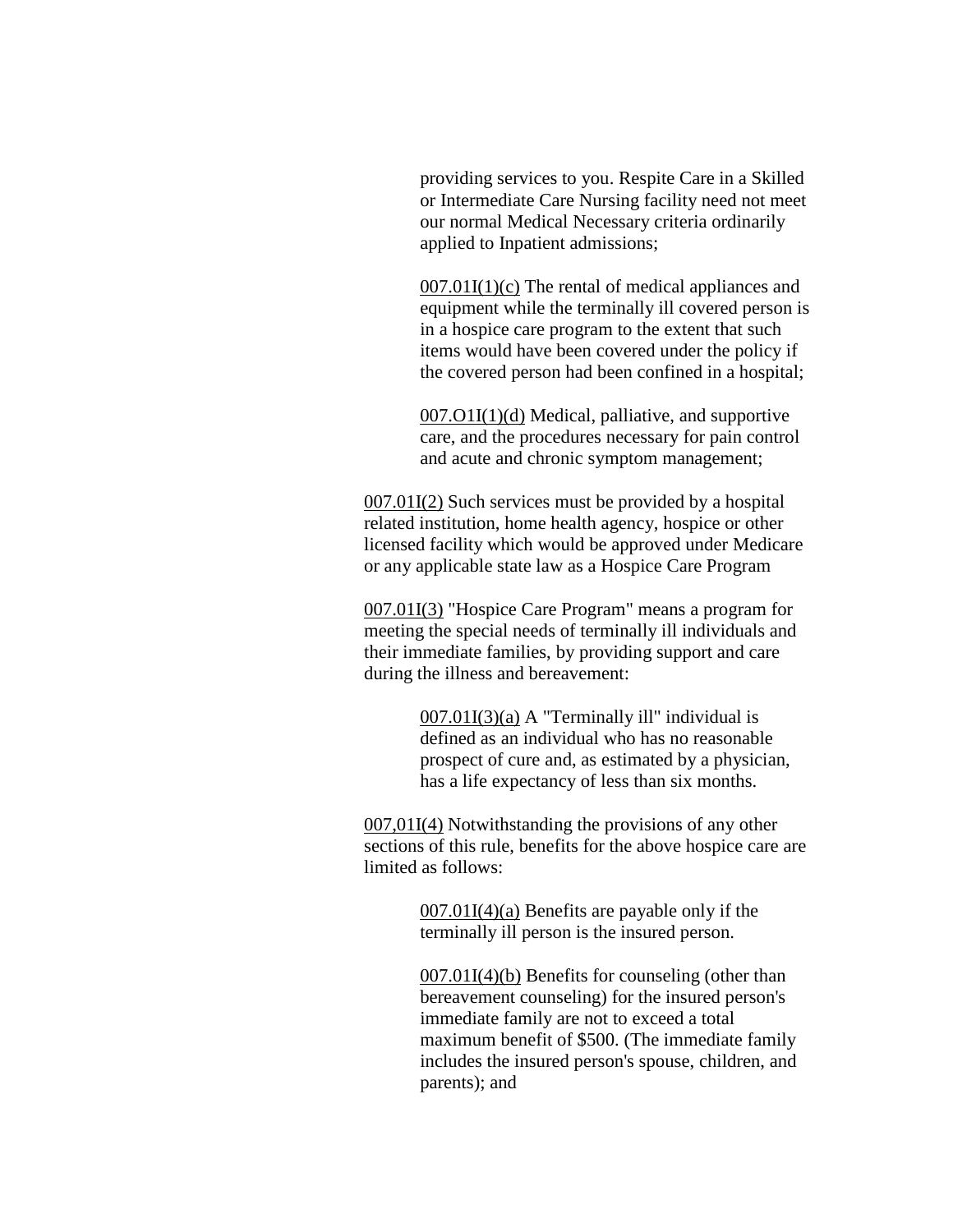providing services to you. Respite Care in a Skilled or Intermediate Care Nursing facility need not meet our normal Medical Necessary criteria ordinarily applied to Inpatient admissions;

007.01I(1)(c) The rental of medical appliances and equipment while the terminally ill covered person is in a hospice care program to the extent that such items would have been covered under the policy if the covered person had been confined in a hospital;

007.O1I(1)(d) Medical, palliative, and supportive care, and the procedures necessary for pain control and acute and chronic symptom management;

007.01I(2) Such services must be provided by a hospital related institution, home health agency, hospice or other licensed facility which would be approved under Medicare or any applicable state law as a Hospice Care Program

007.01I(3) "Hospice Care Program" means a program for meeting the special needs of terminally ill individuals and their immediate families, by providing support and care during the illness and bereavement:

007.01I(3)(a) A "Terminally ill" individual is defined as an individual who has no reasonable prospect of cure and, as estimated by a physician, has a life expectancy of less than six months.

007,01I(4) Notwithstanding the provisions of any other sections of this rule, benefits for the above hospice care are limited as follows:

007.01I(4)(a) Benefits are payable only if the terminally ill person is the insured person.

007.01I(4)(b) Benefits for counseling (other than bereavement counseling) for the insured person's immediate family are not to exceed a total maximum benefit of $500. (The immediate family includes the insured person's spouse, children, and parents); and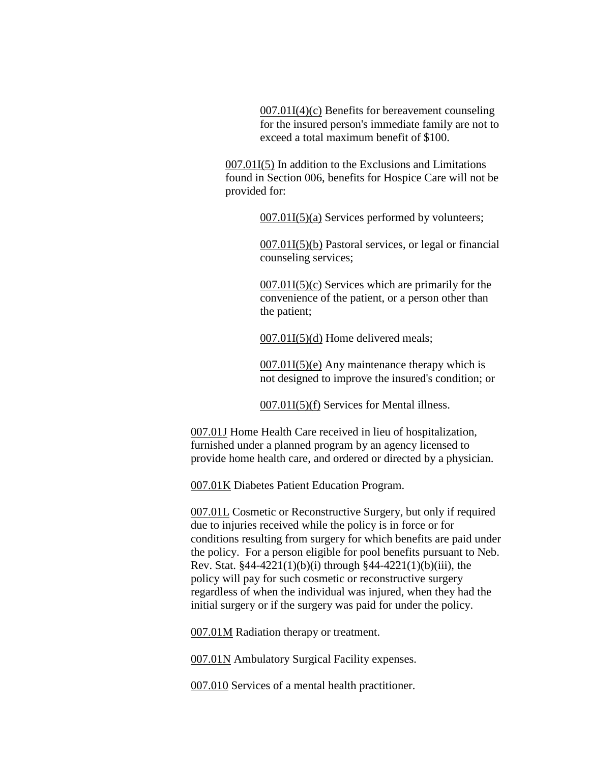007.01I(4)(c) Benefits for bereavement counseling for the insured person's immediate family are not to exceed a total maximum benefit of $100.

007.01I(5) In addition to the Exclusions and Limitations found in Section 006, benefits for Hospice Care will not be provided for:

007.01I(5)(a) Services performed by volunteers;

007.01I(5)(b) Pastoral services, or legal or financial counseling services;

007.01I(5)(c) Services which are primarily for the convenience of the patient, or a person other than the patient;

007.01I(5)(d) Home delivered meals;

007.01I(5)(e) Any maintenance therapy which is not designed to improve the insured's condition; or

007.01I(5)(f) Services for Mental illness.

007.01J Home Health Care received in lieu of hospitalization, furnished under a planned program by an agency licensed to provide home health care, and ordered or directed by a physician.

007.01K Diabetes Patient Education Program.

007.01L Cosmetic or Reconstructive Surgery, but only if required due to injuries received while the policy is in force or for conditions resulting from surgery for which benefits are paid under the policy. For a person eligible for pool benefits pursuant to Neb. Rev. Stat. §44-4221(1)(b)(i) through §44-4221(1)(b)(iii), the policy will pay for such cosmetic or reconstructive surgery regardless of when the individual was injured, when they had the initial surgery or if the surgery was paid for under the policy.

007.01M Radiation therapy or treatment.

007.01N Ambulatory Surgical Facility expenses.

007.010 Services of a mental health practitioner.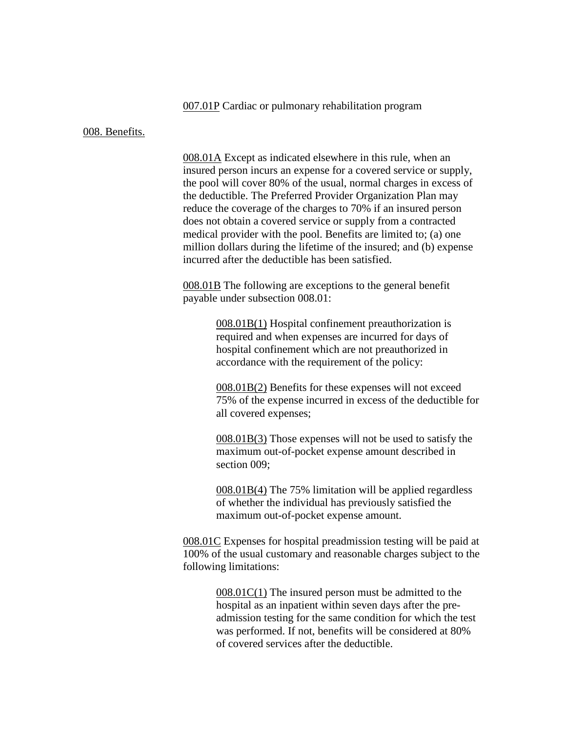007.01P Cardiac or pulmonary rehabilitation program

## 008. Benefits.

008.01A Except as indicated elsewhere in this rule, when an insured person incurs an expense for a covered service or supply, the pool will cover 80% of the usual, normal charges in excess of the deductible. The Preferred Provider Organization Plan may reduce the coverage of the charges to 70% if an insured person does not obtain a covered service or supply from a contracted medical provider with the pool. Benefits are limited to; (a) one million dollars during the lifetime of the insured; and (b) expense incurred after the deductible has been satisfied.

008.01B The following are exceptions to the general benefit payable under subsection 008.01:

> 008.01B(1) Hospital confinement preauthorization is required and when expenses are incurred for days of hospital confinement which are not preauthorized in accordance with the requirement of the policy:
>
> 008.01B(2) Benefits for these expenses will not exceed 75% of the expense incurred in excess of the deductible for all covered expenses;
>
> 008.01B(3) Those expenses will not be used to satisfy the maximum out-of-pocket expense amount described in section 009;
>
> 008.01B(4) The 75% limitation will be applied regardless of whether the individual has previously satisfied the maximum out-of-pocket expense amount.

008.01C Expenses for hospital preadmission testing will be paid at 100% of the usual customary and reasonable charges subject to the following limitations:

> 008.01C(1) The insured person must be admitted to the hospital as an inpatient within seven days after the pre-admission testing for the same condition for which the test was performed. If not, benefits will be considered at 80% of covered services after the deductible.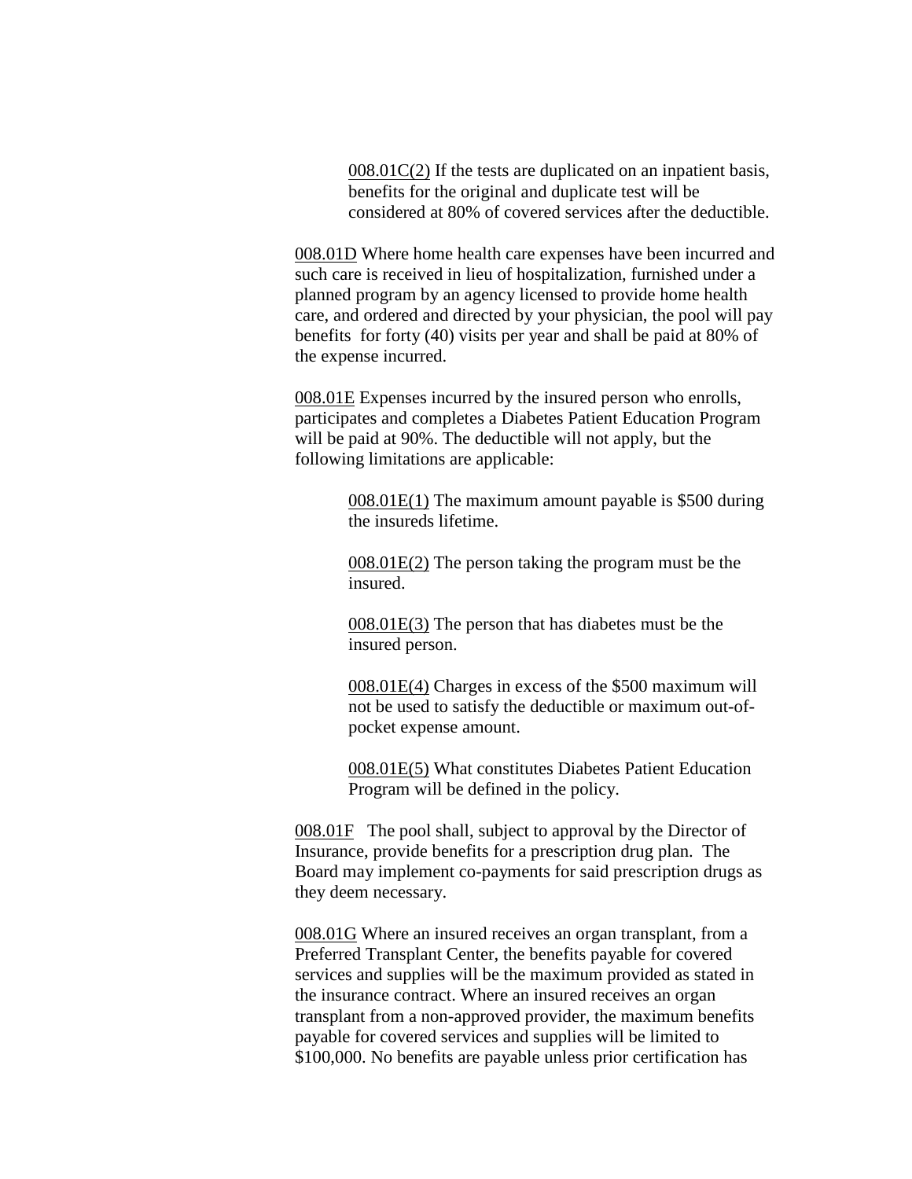008.01C(2) If the tests are duplicated on an inpatient basis, benefits for the original and duplicate test will be considered at 80% of covered services after the deductible.

008.01D Where home health care expenses have been incurred and such care is received in lieu of hospitalization, furnished under a planned program by an agency licensed to provide home health care, and ordered and directed by your physician, the pool will pay benefits for forty (40) visits per year and shall be paid at 80% of the expense incurred.

008.01E Expenses incurred by the insured person who enrolls, participates and completes a Diabetes Patient Education Program will be paid at 90%. The deductible will not apply, but the following limitations are applicable:

008.01E(1) The maximum amount payable is $500 during the insureds lifetime.

008.01E(2) The person taking the program must be the insured.

008.01E(3) The person that has diabetes must be the insured person.

008.01E(4) Charges in excess of the $500 maximum will not be used to satisfy the deductible or maximum out-of-pocket expense amount.

008.01E(5) What constitutes Diabetes Patient Education Program will be defined in the policy.

008.01F The pool shall, subject to approval by the Director of Insurance, provide benefits for a prescription drug plan. The Board may implement co-payments for said prescription drugs as they deem necessary.

008.01G Where an insured receives an organ transplant, from a Preferred Transplant Center, the benefits payable for covered services and supplies will be the maximum provided as stated in the insurance contract. Where an insured receives an organ transplant from a non-approved provider, the maximum benefits payable for covered services and supplies will be limited to $100,000. No benefits are payable unless prior certification has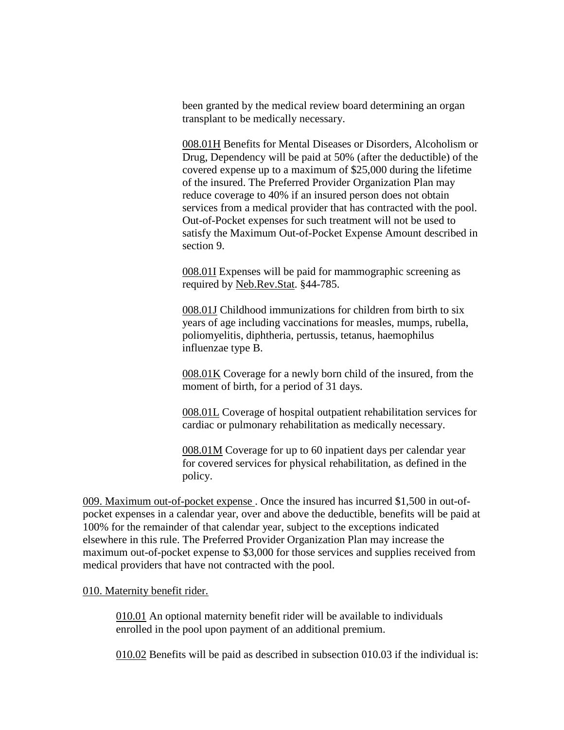been granted by the medical review board determining an organ transplant to be medically necessary.

008.01H Benefits for Mental Diseases or Disorders, Alcoholism or Drug, Dependency will be paid at 50% (after the deductible) of the covered expense up to a maximum of $25,000 during the lifetime of the insured. The Preferred Provider Organization Plan may reduce coverage to 40% if an insured person does not obtain services from a medical provider that has contracted with the pool. Out-of-Pocket expenses for such treatment will not be used to satisfy the Maximum Out-of-Pocket Expense Amount described in section 9.

008.01I Expenses will be paid for mammographic screening as required by Neb.Rev.Stat. §44-785.

008.01J Childhood immunizations for children from birth to six years of age including vaccinations for measles, mumps, rubella, poliomyelitis, diphtheria, pertussis, tetanus, haemophilus influenzae type B.

008.01K Coverage for a newly born child of the insured, from the moment of birth, for a period of 31 days.

008.01L Coverage of hospital outpatient rehabilitation services for cardiac or pulmonary rehabilitation as medically necessary.

008.01M Coverage for up to 60 inpatient days per calendar year for covered services for physical rehabilitation, as defined in the policy.

009. Maximum out-of-pocket expense . Once the insured has incurred $1,500 in out-of-pocket expenses in a calendar year, over and above the deductible, benefits will be paid at 100% for the remainder of that calendar year, subject to the exceptions indicated elsewhere in this rule. The Preferred Provider Organization Plan may increase the maximum out-of-pocket expense to $3,000 for those services and supplies received from medical providers that have not contracted with the pool.

010. Maternity benefit rider.

010.01 An optional maternity benefit rider will be available to individuals enrolled in the pool upon payment of an additional premium.

010.02 Benefits will be paid as described in subsection 010.03 if the individual is: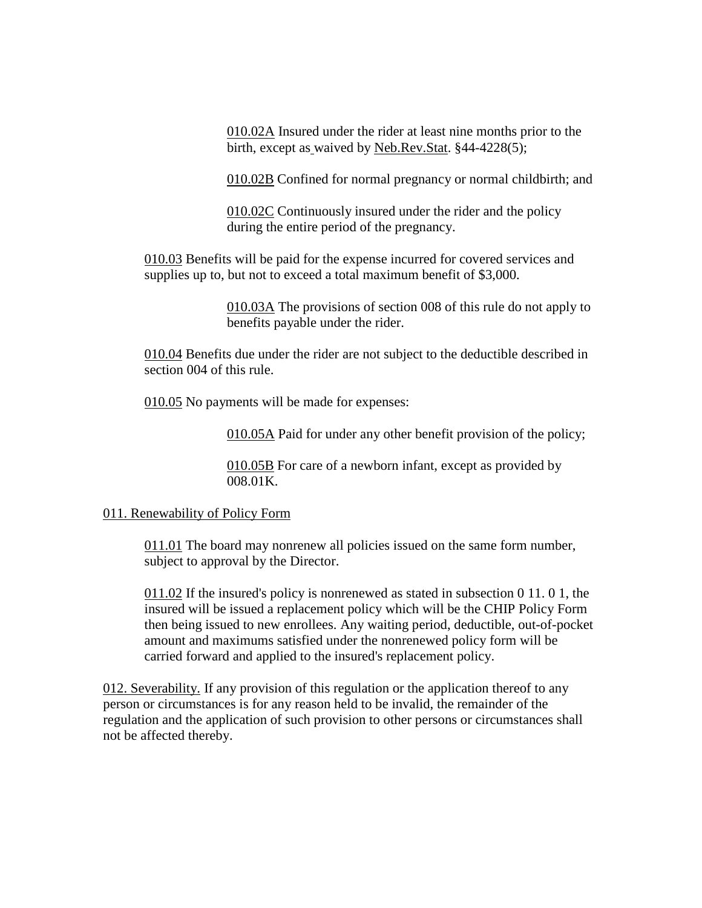010.02A Insured under the rider at least nine months prior to the birth, except as waived by Neb.Rev.Stat. §44-4228(5);

010.02B Confined for normal pregnancy or normal childbirth; and

010.02C Continuously insured under the rider and the policy during the entire period of the pregnancy.

010.03 Benefits will be paid for the expense incurred for covered services and supplies up to, but not to exceed a total maximum benefit of $3,000.

010.03A The provisions of section 008 of this rule do not apply to benefits payable under the rider.

010.04 Benefits due under the rider are not subject to the deductible described in section 004 of this rule.

010.05 No payments will be made for expenses:

010.05A Paid for under any other benefit provision of the policy;

010.05B For care of a newborn infant, except as provided by 008.01K.

011. Renewability of Policy Form

011.01 The board may nonrenew all policies issued on the same form number, subject to approval by the Director.

011.02 If the insured's policy is nonrenewed as stated in subsection 0 11. 0 1, the insured will be issued a replacement policy which will be the CHIP Policy Form then being issued to new enrollees. Any waiting period, deductible, out-of-pocket amount and maximums satisfied under the nonrenewed policy form will be carried forward and applied to the insured's replacement policy.

012. Severability. If any provision of this regulation or the application thereof to any person or circumstances is for any reason held to be invalid, the remainder of the regulation and the application of such provision to other persons or circumstances shall not be affected thereby.